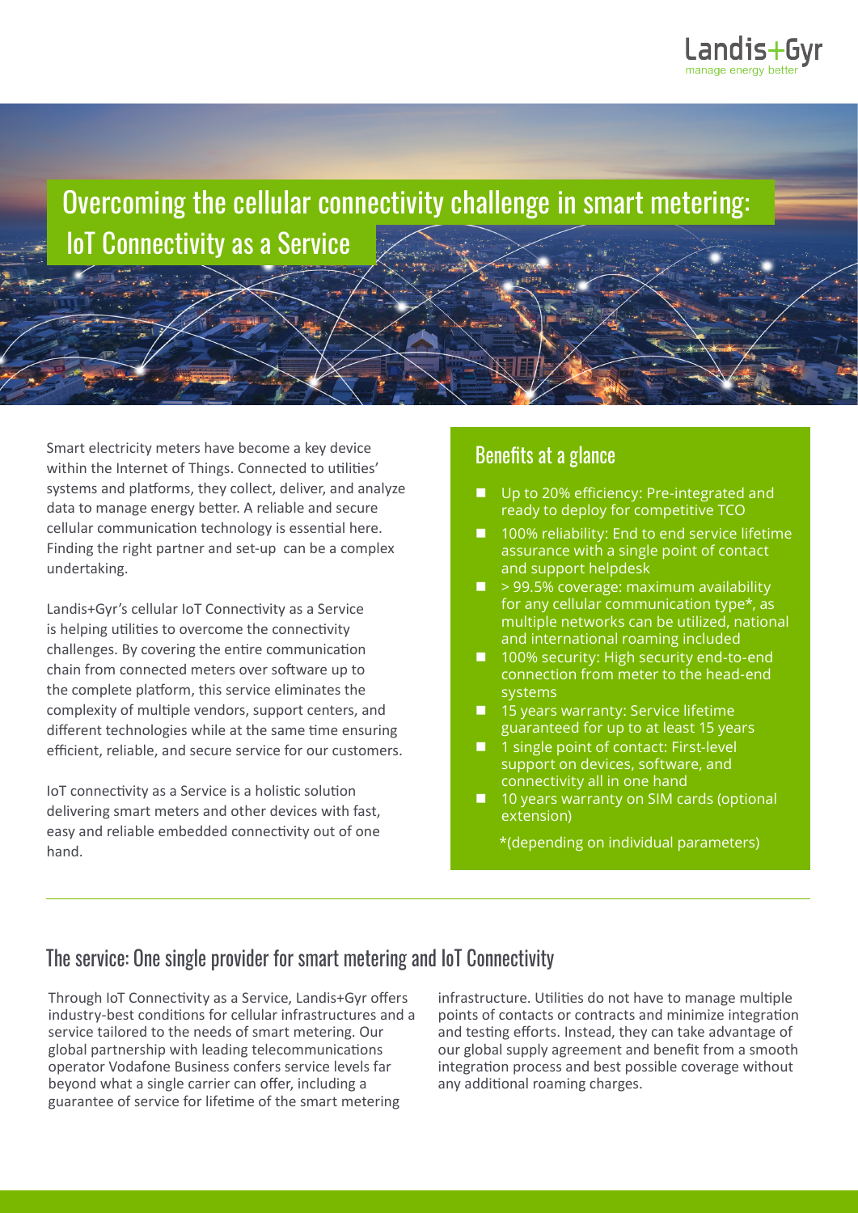# Overcoming the cellular connectivity challenge in smart metering: IoT Connectivity as a Service

Smart electricity meters have become a key device within the Internet of Things. Connected to utilities' systems and platforms, they collect, deliver, and analyze data to manage energy better. A reliable and secure cellular communication technology is essential here. Finding the right partner and set-up can be a complex undertaking.

Landis+Gyr's cellular IoT Connectivity as a Service is helping utilities to overcome the connectivity challenges. By covering the entire communication chain from connected meters over software up to the complete platform, this service eliminates the complexity of multiple vendors, support centers, and different technologies while at the same time ensuring efficient, reliable, and secure service for our customers.

IoT connectivity as a Service is a holistic solution delivering smart meters and other devices with fast, easy and reliable embedded connectivity out of one hand.

## Benefits at a glance

- Up to 20% efficiency: Pre-integrated and ready to deploy for competitive TCO
- 100% reliability: End to end service lifetime assurance with a single point of contact and support helpdesk
- > 99.5% coverage: maximum availability for any cellular communication type*, as multiple networks can be utilized, national and international roaming included
- 100% security: High security end-to-end connection from meter to the head-end systems
- 15 years warranty: Service lifetime guaranteed for up to at least 15 years
- 1 single point of contact: First-level support on devices, software, and connectivity all in one hand
- 10 years warranty on SIM cards (optional extension)

*(depending on individual parameters)

## The service: One single provider for smart metering and IoT Connectivity

Through IoT Connectivity as a Service, Landis+Gyr offers industry-best conditions for cellular infrastructures and a service tailored to the needs of smart metering. Our global partnership with leading telecommunications operator Vodafone Business confers service levels far beyond what a single carrier can offer, including a guarantee of service for lifetime of the smart metering infrastructure. Utilities do not have to manage multiple points of contacts or contracts and minimize integration and testing efforts. Instead, they can take advantage of our global supply agreement and benefit from a smooth integration process and best possible coverage without any additional roaming charges.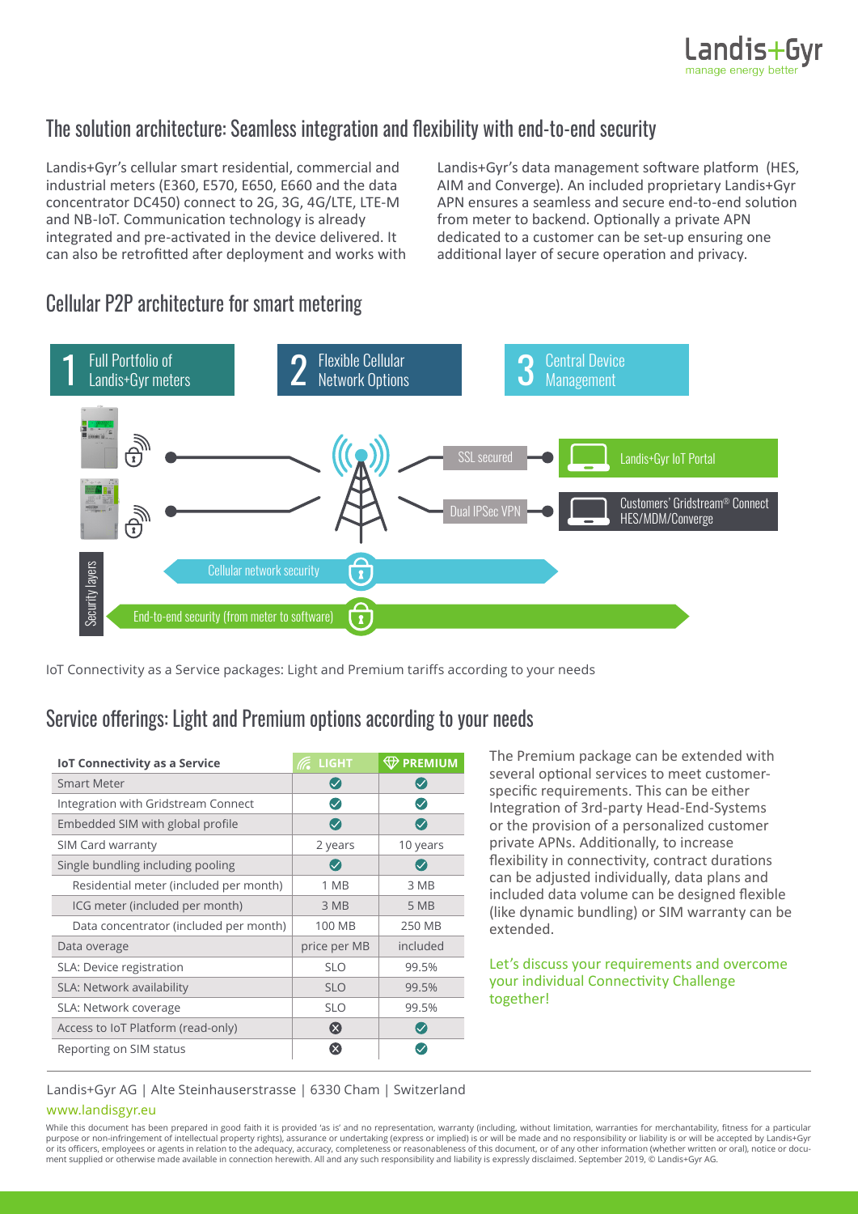## The solution architecture: Seamless integration and flexibility with end-to-end security

Landis+Gyr's cellular smart residential, commercial and industrial meters (E360, E570, E650, E660 and the data concentrator DC450) connect to 2G, 3G, 4G/LTE, LTE-M and NB-IoT. Communication technology is already integrated and pre-activated in the device delivered. It can also be retrofitted after deployment and works with Landis+Gyr's data management software platform (HES, AIM and Converge). An included proprietary Landis+Gyr APN ensures a seamless and secure end-to-end solution from meter to backend. Optionally a private APN dedicated to a customer can be set-up ensuring one additional layer of secure operation and privacy.

## Cellular P2P architecture for smart metering

1 Full Portfolio of Landis+Gyr meters

2 Flexible Cellular Network Options

3 Central Device Management

SSL secured

Landis+Gyr IoT Portal

Dual IPSec VPN

Customers' Gridstream® Connect HES/MDM/Converge

Security layers

Cellular network security

End-to-end security (from meter to software)

IoT Connectivity as a Service packages: Light and Premium tariffs according to your needs

## Service offerings: Light and Premium options according to your needs

| IoT Connectivity as a Service | LIGHT | PREMIUM |
|---|---|---|
| Smart Meter | ✓ | ✓ |
| Integration with Gridstream Connect | ✓ | ✓ |
| Embedded SIM with global profile | ✓ | ✓ |
| SIM Card warranty | 2 years | 10 years |
| Single bundling including pooling | ✓ | ✓ |
| Residential meter (included per month) | 1 MB | 3 MB |
| ICG meter (included per month) | 3 MB | 5 MB |
| Data concentrator (included per month) | 100 MB | 250 MB |
| Data overage | price per MB | included |
| SLA: Device registration | SLO | 99.5% |
| SLA: Network availability | SLO | 99.5% |
| SLA: Network coverage | SLO | 99.5% |
| Access to IoT Platform (read-only) | ✗ | ✓ |
| Reporting on SIM status | ✗ | ✓ |

The Premium package can be extended with several optional services to meet customer-specific requirements. This can be either Integration of 3rd-party Head-End-Systems or the provision of a personalized customer private APNs. Additionally, to increase flexibility in connectivity, contract durations can be adjusted individually, data plans and included data volume can be designed flexible (like dynamic bundling) or SIM warranty can be extended.

Let's discuss your requirements and overcome your individual Connectivity Challenge together!

Landis+Gyr AG | Alte Steinhauserstrasse | 6330 Cham | Switzerland

www.landisgyr.eu

While this document has been prepared in good faith it is provided 'as is' and no representation, warranty (including, without limitation, warranties for merchantability, fitness for a particular purpose or non-infringement of intellectual property rights), assurance or undertaking (express or implied) is or will be made and no responsibility or liability is or will be accepted by Landis+Gyr or its officers, employees or agents in relation to the adequacy, accuracy, completeness or reasonableness of this document, or of any other information (whether written or oral), notice or document supplied or otherwise made available in connection herewith. All and any such responsibility and liability is expressly disclaimed. September 2019, © Landis+Gyr AG.